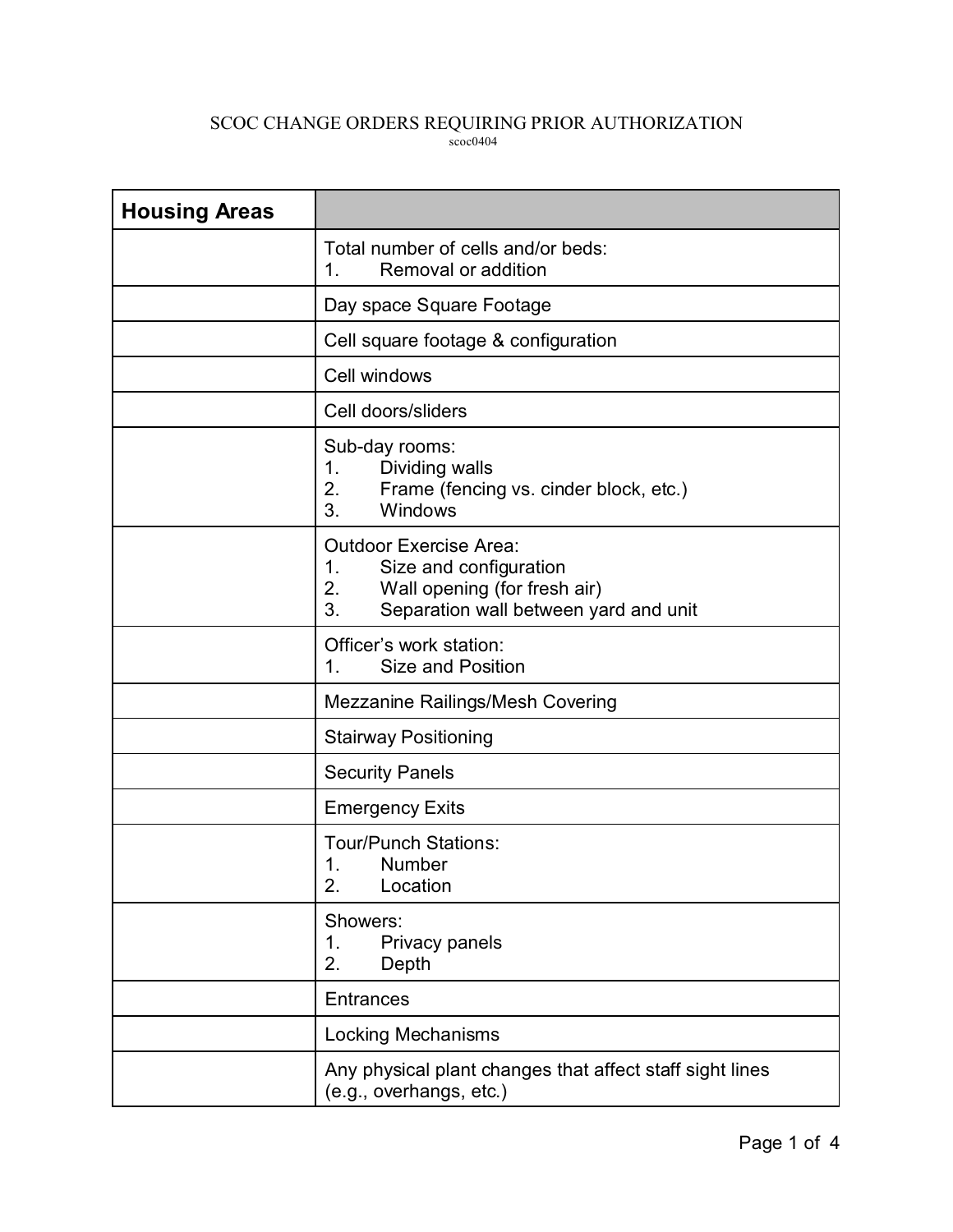SCOC CHANGE ORDERS REQUIRING PRIOR AUTHORIZATION

scoc0404

| **Housing Areas** | |
|---|---|
| | Total number of cells and/or beds:<br>1. Removal or addition |
| | Day space Square Footage |
| | Cell square footage & configuration |
| | Cell windows |
| | Cell doors/sliders |
| | Sub-day rooms:<br>1. Dividing walls<br>2. Frame (fencing vs. cinder block, etc.)<br>3. Windows |
| | Outdoor Exercise Area:<br>1. Size and configuration<br>2. Wall opening (for fresh air)<br>3. Separation wall between yard and unit |
| | Officer's work station:<br>1. Size and Position |
| | Mezzanine Railings/Mesh Covering |
| | Stairway Positioning |
| | Security Panels |
| | Emergency Exits |
| | Tour/Punch Stations:<br>1. Number<br>2. Location |
| | Showers:<br>1. Privacy panels<br>2. Depth |
| | Entrances |
| | Locking Mechanisms |
| | Any physical plant changes that affect staff sight lines (e.g., overhangs, etc.) |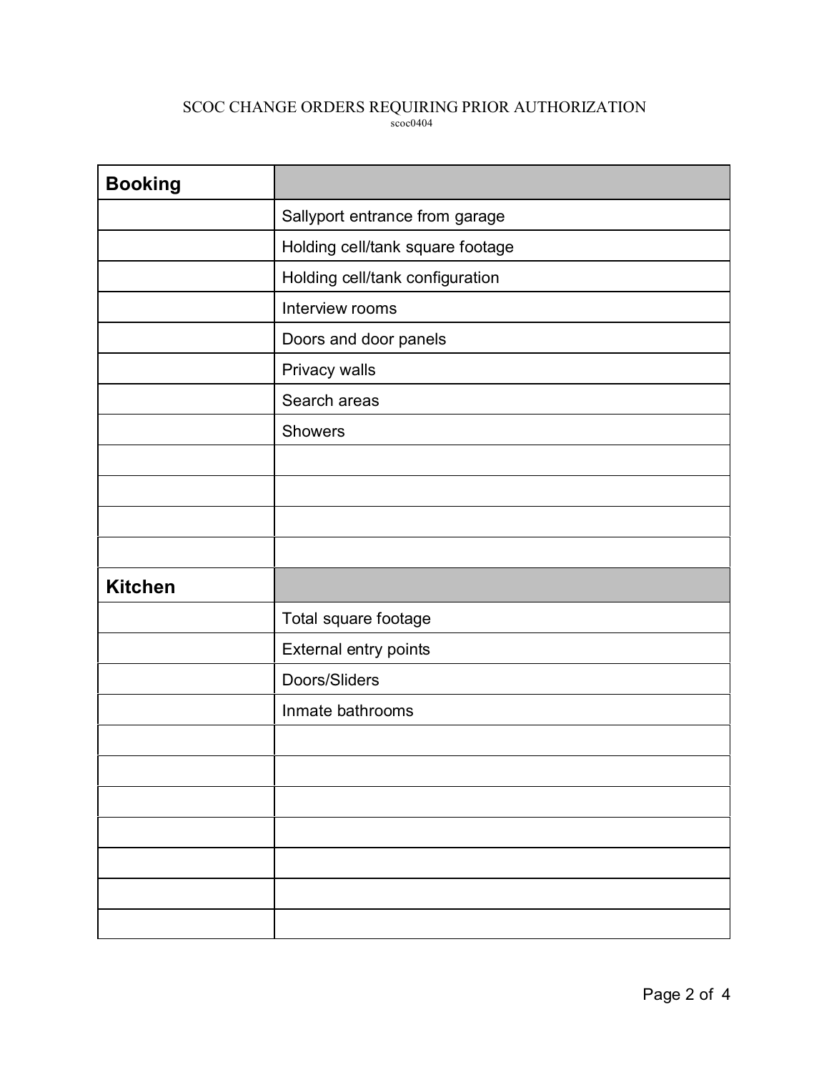SCOC CHANGE ORDERS REQUIRING PRIOR AUTHORIZATION

scoc0404

| **Booking** | |
|---|---|
| | Sallyport entrance from garage |
| | Holding cell/tank square footage |
| | Holding cell/tank configuration |
| | Interview rooms |
| | Doors and door panels |
| | Privacy walls |
| | Search areas |
| | Showers |
| | |
| | |
| | |
| | |
| **Kitchen** | |
| | Total square footage |
| | External entry points |
| | Doors/Sliders |
| | Inmate bathrooms |
| | |
| | |
| | |
| | |
| | |
| | |
| | |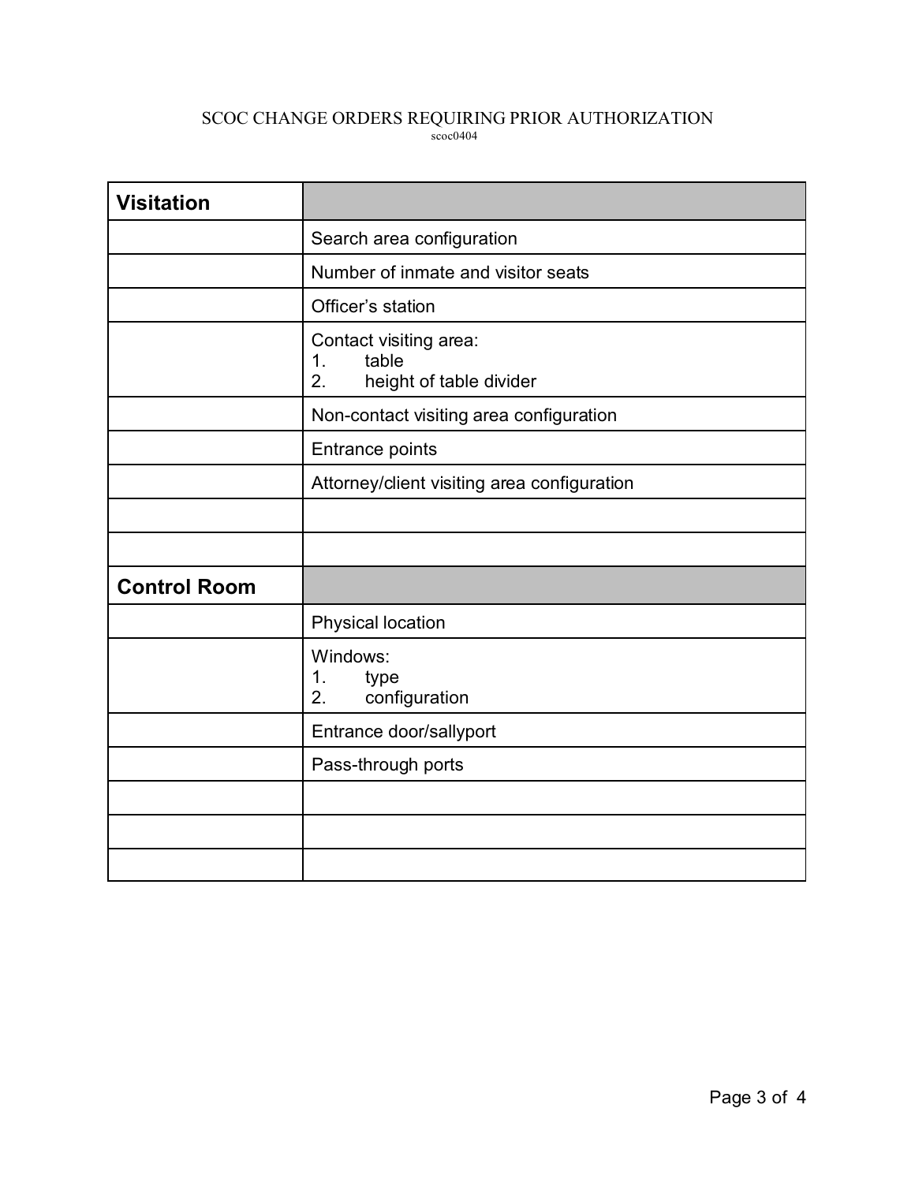SCOC CHANGE ORDERS REQUIRING PRIOR AUTHORIZATION
scoc0404

| **Visitation** | |
|---|---|
| | Search area configuration |
| | Number of inmate and visitor seats |
| | Officer's station |
| | Contact visiting area:<br>1. table<br>2. height of table divider |
| | Non-contact visiting area configuration |
| | Entrance points |
| | Attorney/client visiting area configuration |
| | |
| | |
| **Control Room** | |
| | Physical location |
| | Windows:<br>1. type<br>2. configuration |
| | Entrance door/sallyport |
| | Pass-through ports |
| | |
| | |
| | |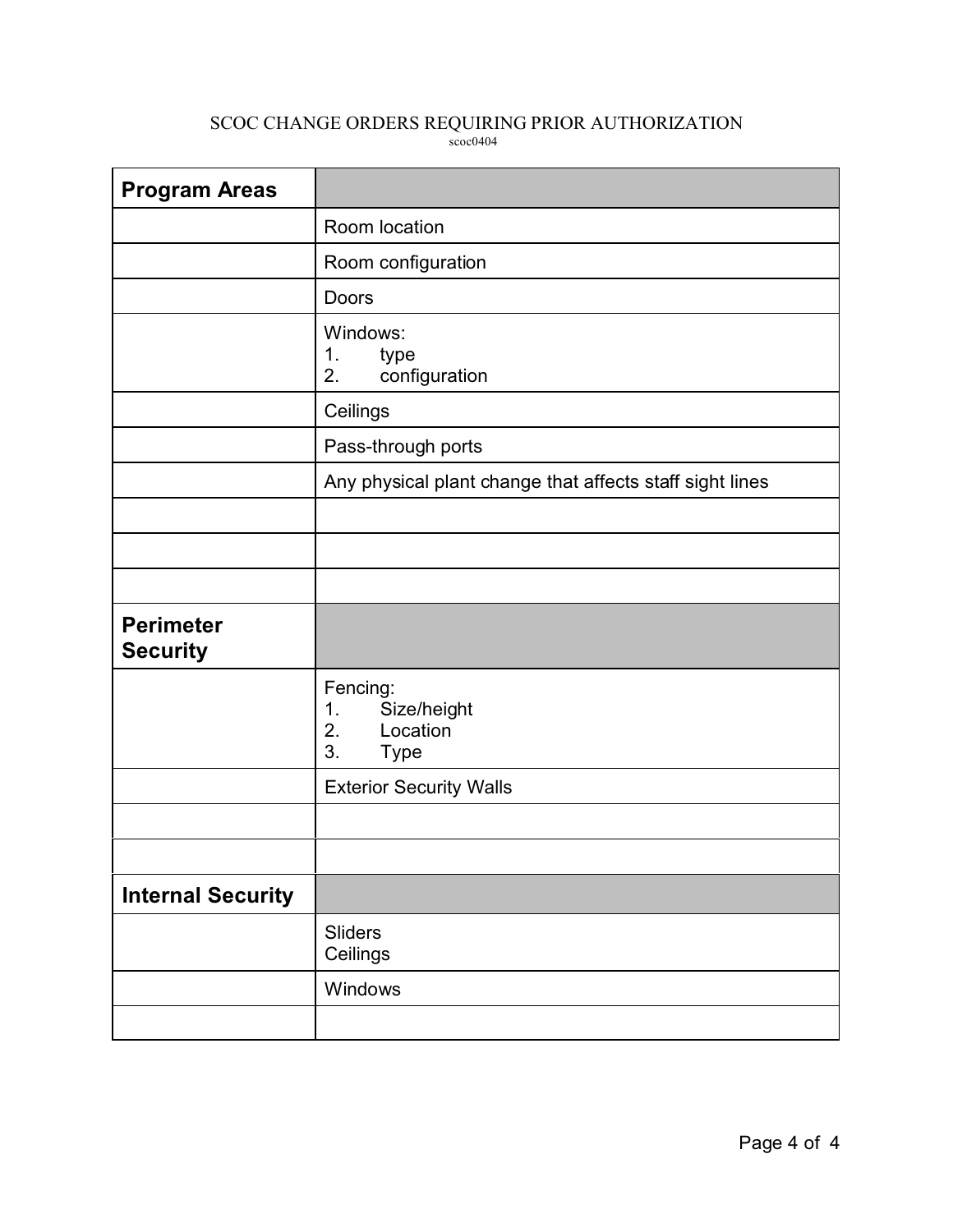SCOC CHANGE ORDERS REQUIRING PRIOR AUTHORIZATION

scoc0404

| | |
|---|---|
| **Program Areas** | |
| | Room location |
| | Room configuration |
| | Doors |
| | Windows:<br>1. type<br>2. configuration |
| | Ceilings |
| | Pass-through ports |
| | Any physical plant change that affects staff sight lines |
| | |
| | |
| | |
| **Perimeter Security** | |
| | Fencing:<br>1. Size/height<br>2. Location<br>3. Type |
| | Exterior Security Walls |
| | |
| | |
| **Internal Security** | |
| | Sliders<br>Ceilings |
| | Windows |
| | |